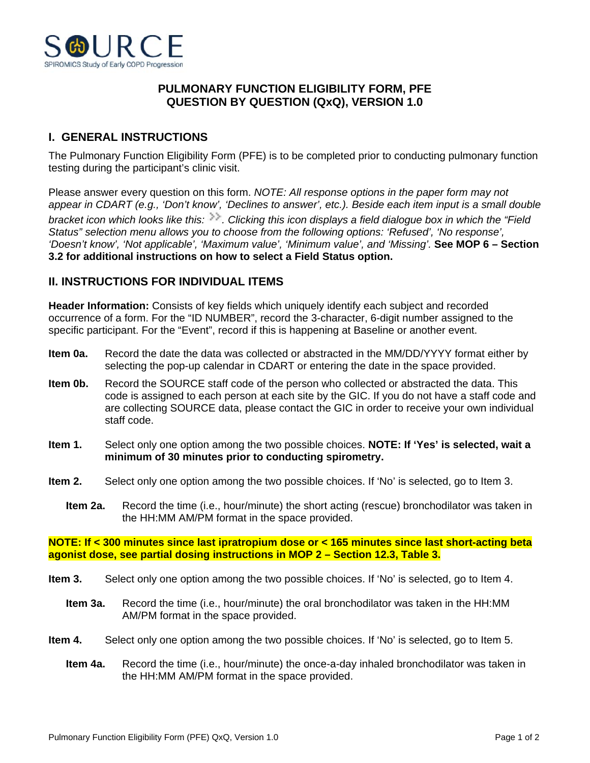SOURCE

SPIROMICS Study of Early COPD Progression

# PULMONARY FUNCTION ELIGIBILITY FORM, PFE QUESTION BY QUESTION (QxQ), VERSION 1.0

## I. GENERAL INSTRUCTIONS

The Pulmonary Function Eligibility Form (PFE) is to be completed prior to conducting pulmonary function testing during the participant's clinic visit.

Please answer every question on this form. *NOTE: All response options in the paper form may not appear in CDART (e.g., 'Don't know', 'Declines to answer', etc.). Beside each item input is a small double bracket icon which looks like this: >>. Clicking this icon displays a field dialogue box in which the "Field Status" selection menu allows you to choose from the following options: 'Refused', 'No response', 'Doesn't know', 'Not applicable', 'Maximum value', 'Minimum value', and 'Missing'.* **See MOP 6 – Section 3.2 for additional instructions on how to select a Field Status option.**

## II. INSTRUCTIONS FOR INDIVIDUAL ITEMS

**Header Information:** Consists of key fields which uniquely identify each subject and recorded occurrence of a form. For the "ID NUMBER", record the 3-character, 6-digit number assigned to the specific participant. For the "Event", record if this is happening at Baseline or another event.

**Item 0a.** Record the date the data was collected or abstracted in the MM/DD/YYYY format either by selecting the pop-up calendar in CDART or entering the date in the space provided.

**Item 0b.** Record the SOURCE staff code of the person who collected or abstracted the data. This code is assigned to each person at each site by the GIC. If you do not have a staff code and are collecting SOURCE data, please contact the GIC in order to receive your own individual staff code.

**Item 1.** Select only one option among the two possible choices. **NOTE: If 'Yes' is selected, wait a minimum of 30 minutes prior to conducting spirometry.**

**Item 2.** Select only one option among the two possible choices. If 'No' is selected, go to Item 3.

**Item 2a.** Record the time (i.e., hour/minute) the short acting (rescue) bronchodilator was taken in the HH:MM AM/PM format in the space provided.

**NOTE: If < 300 minutes since last ipratropium dose or < 165 minutes since last short-acting beta agonist dose, see partial dosing instructions in MOP 2 – Section 12.3, Table 3.**

**Item 3.** Select only one option among the two possible choices. If 'No' is selected, go to Item 4.

**Item 3a.** Record the time (i.e., hour/minute) the oral bronchodilator was taken in the HH:MM AM/PM format in the space provided.

**Item 4.** Select only one option among the two possible choices. If 'No' is selected, go to Item 5.

**Item 4a.** Record the time (i.e., hour/minute) the once-a-day inhaled bronchodilator was taken in the HH:MM AM/PM format in the space provided.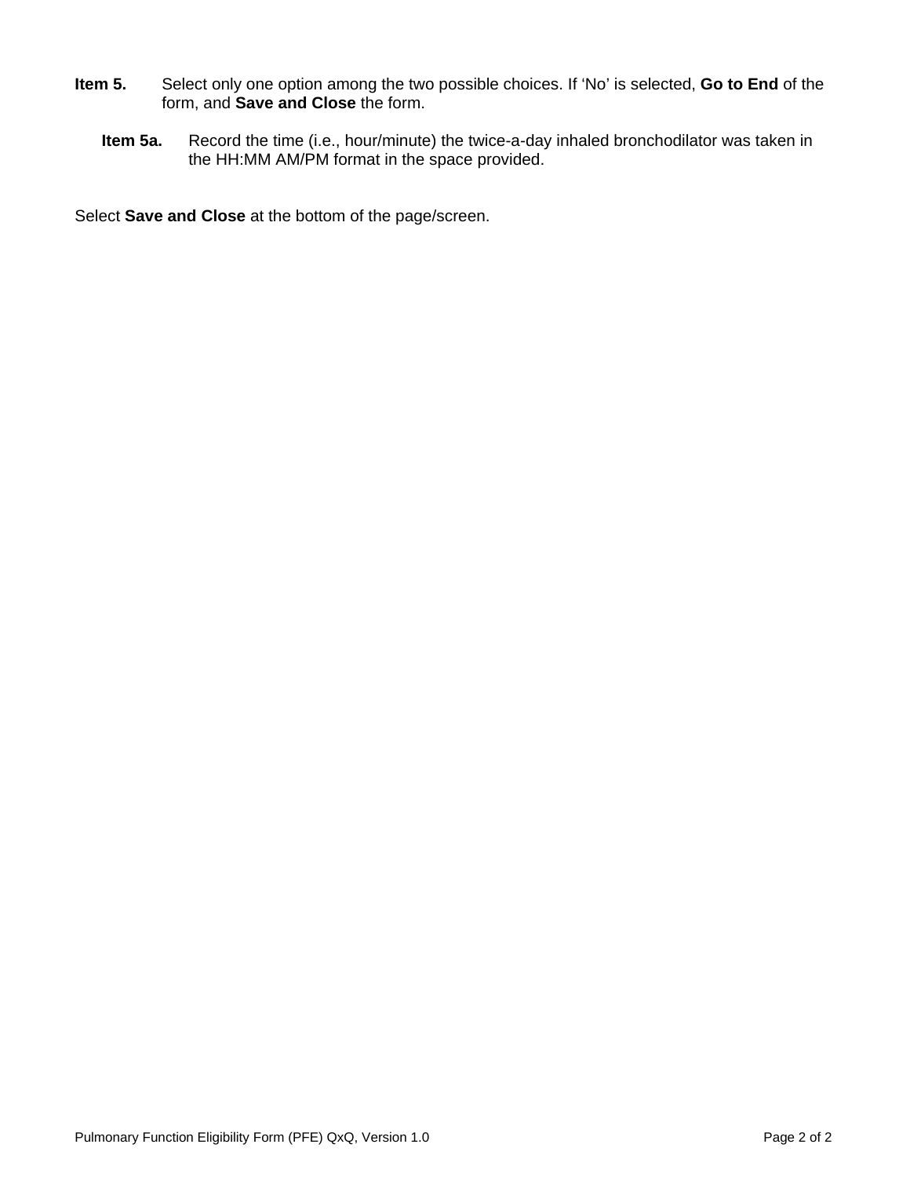**Item 5.** Select only one option among the two possible choices. If ‘No’ is selected, **Go to End** of the form, and **Save and Close** the form.

**Item 5a.** Record the time (i.e., hour/minute) the twice-a-day inhaled bronchodilator was taken in the HH:MM AM/PM format in the space provided.

Select **Save and Close** at the bottom of the page/screen.